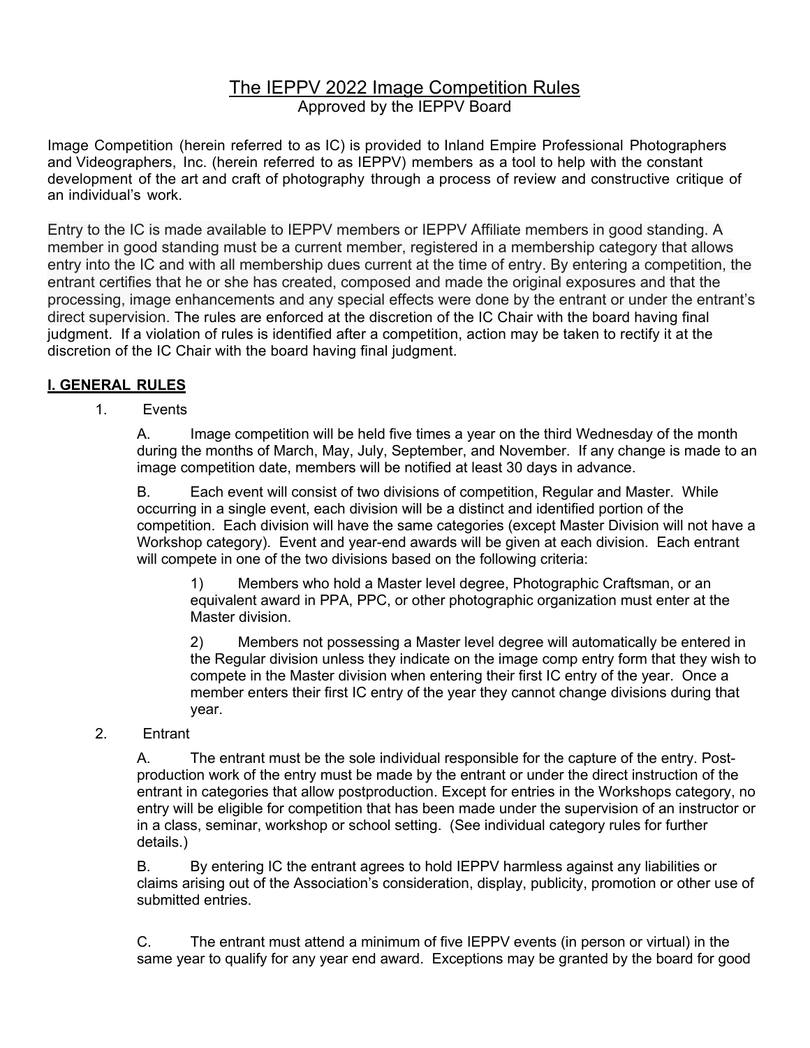# The IEPPV 2022 Image Competition Rules

Approved by the IEPPV Board

Image Competition (herein referred to as IC) is provided to Inland Empire Professional Photographers and Videographers, Inc. (herein referred to as IEPPV) members as a tool to help with the constant development of the art and craft of photography through a process of review and constructive critique of an individual's work.

Entry to the IC is made available to IEPPV members or IEPPV Affiliate members in good standing. A member in good standing must be a current member, registered in a membership category that allows entry into the IC and with all membership dues current at the time of entry. By entering a competition, the entrant certifies that he or she has created, composed and made the original exposures and that the processing, image enhancements and any special effects were done by the entrant or under the entrant's direct supervision. The rules are enforced at the discretion of the IC Chair with the board having final judgment. If a violation of rules is identified after a competition, action may be taken to rectify it at the discretion of the IC Chair with the board having final judgment.

## I. GENERAL RULES

1. Events

   A. Image competition will be held five times a year on the third Wednesday of the month during the months of March, May, July, September, and November. If any change is made to an image competition date, members will be notified at least 30 days in advance.

   B. Each event will consist of two divisions of competition, Regular and Master. While occurring in a single event, each division will be a distinct and identified portion of the competition. Each division will have the same categories (except Master Division will not have a Workshop category). Event and year-end awards will be given at each division. Each entrant will compete in one of the two divisions based on the following criteria:

      1) Members who hold a Master level degree, Photographic Craftsman, or an equivalent award in PPA, PPC, or other photographic organization must enter at the Master division.

      2) Members not possessing a Master level degree will automatically be entered in the Regular division unless they indicate on the image comp entry form that they wish to compete in the Master division when entering their first IC entry of the year. Once a member enters their first IC entry of the year they cannot change divisions during that year.

2. Entrant

   A. The entrant must be the sole individual responsible for the capture of the entry. Post-production work of the entry must be made by the entrant or under the direct instruction of the entrant in categories that allow postproduction. Except for entries in the Workshops category, no entry will be eligible for competition that has been made under the supervision of an instructor or in a class, seminar, workshop or school setting. (See individual category rules for further details.)

   B. By entering IC the entrant agrees to hold IEPPV harmless against any liabilities or claims arising out of the Association's consideration, display, publicity, promotion or other use of submitted entries.

   C. The entrant must attend a minimum of five IEPPV events (in person or virtual) in the same year to qualify for any year end award. Exceptions may be granted by the board for good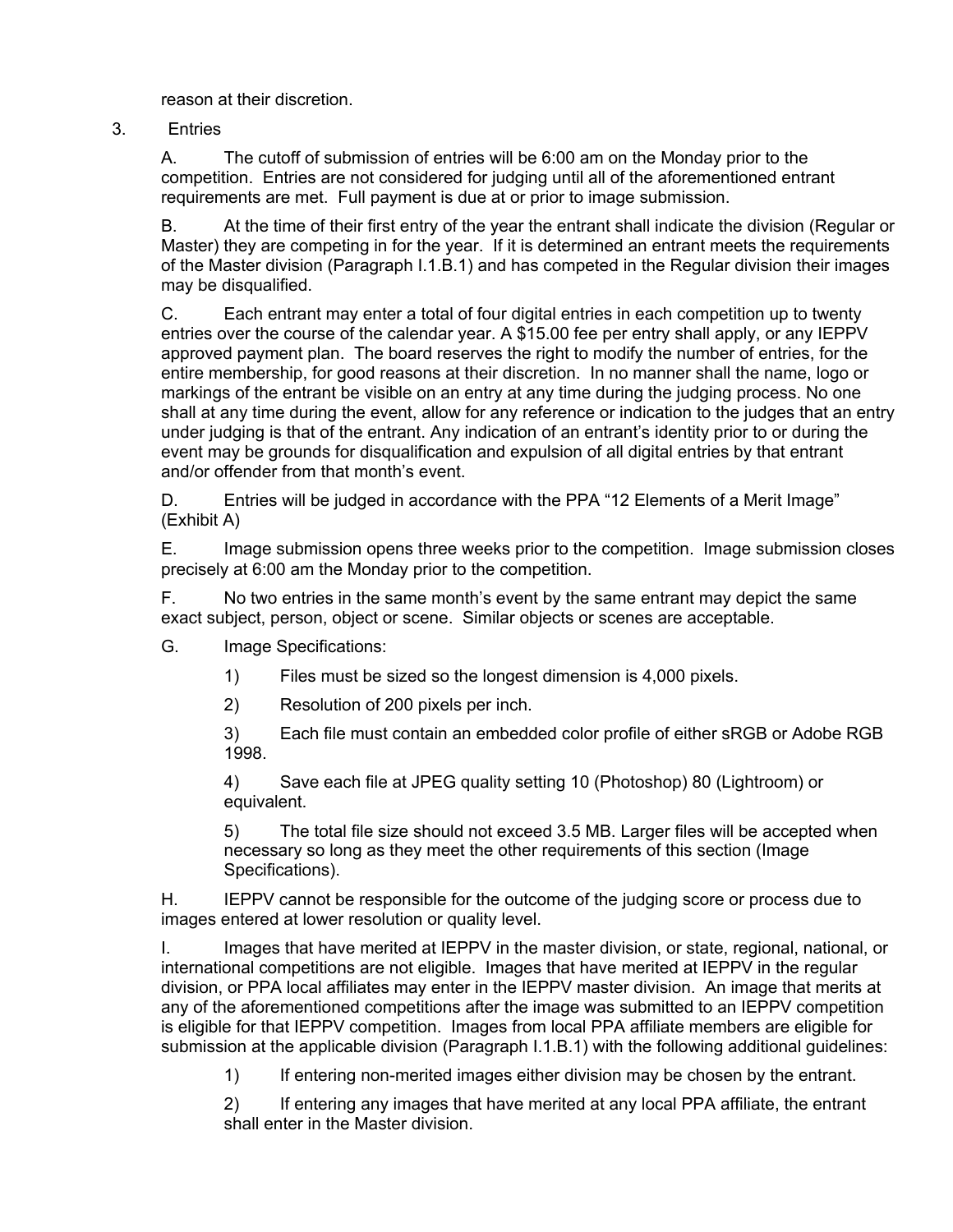reason at their discretion.

3. Entries

A. The cutoff of submission of entries will be 6:00 am on the Monday prior to the competition. Entries are not considered for judging until all of the aforementioned entrant requirements are met. Full payment is due at or prior to image submission.

B. At the time of their first entry of the year the entrant shall indicate the division (Regular or Master) they are competing in for the year. If it is determined an entrant meets the requirements of the Master division (Paragraph I.1.B.1) and has competed in the Regular division their images may be disqualified.

C. Each entrant may enter a total of four digital entries in each competition up to twenty entries over the course of the calendar year. A $15.00 fee per entry shall apply, or any IEPPV approved payment plan. The board reserves the right to modify the number of entries, for the entire membership, for good reasons at their discretion. In no manner shall the name, logo or markings of the entrant be visible on an entry at any time during the judging process. No one shall at any time during the event, allow for any reference or indication to the judges that an entry under judging is that of the entrant. Any indication of an entrant's identity prior to or during the event may be grounds for disqualification and expulsion of all digital entries by that entrant and/or offender from that month's event.

D. Entries will be judged in accordance with the PPA "12 Elements of a Merit Image" (Exhibit A)

E. Image submission opens three weeks prior to the competition. Image submission closes precisely at 6:00 am the Monday prior to the competition.

F. No two entries in the same month's event by the same entrant may depict the same exact subject, person, object or scene. Similar objects or scenes are acceptable.

G. Image Specifications:

1) Files must be sized so the longest dimension is 4,000 pixels.

2) Resolution of 200 pixels per inch.

3) Each file must contain an embedded color profile of either sRGB or Adobe RGB 1998.

4) Save each file at JPEG quality setting 10 (Photoshop) 80 (Lightroom) or equivalent.

5) The total file size should not exceed 3.5 MB. Larger files will be accepted when necessary so long as they meet the other requirements of this section (Image Specifications).

H. IEPPV cannot be responsible for the outcome of the judging score or process due to images entered at lower resolution or quality level.

I. Images that have merited at IEPPV in the master division, or state, regional, national, or international competitions are not eligible. Images that have merited at IEPPV in the regular division, or PPA local affiliates may enter in the IEPPV master division. An image that merits at any of the aforementioned competitions after the image was submitted to an IEPPV competition is eligible for that IEPPV competition. Images from local PPA affiliate members are eligible for submission at the applicable division (Paragraph I.1.B.1) with the following additional guidelines:

1) If entering non-merited images either division may be chosen by the entrant.

2) If entering any images that have merited at any local PPA affiliate, the entrant shall enter in the Master division.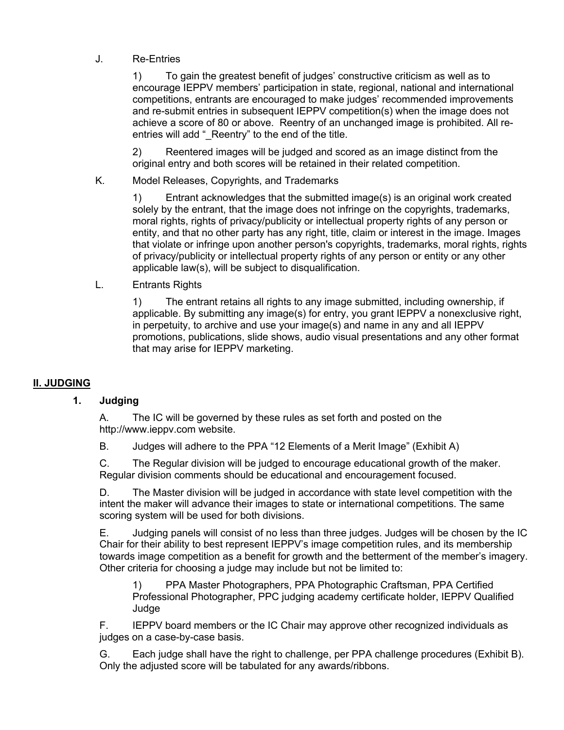J. Re-Entries

1) To gain the greatest benefit of judges' constructive criticism as well as to encourage IEPPV members' participation in state, regional, national and international competitions, entrants are encouraged to make judges' recommended improvements and re-submit entries in subsequent IEPPV competition(s) when the image does not achieve a score of 80 or above. Reentry of an unchanged image is prohibited. All re-entries will add "_Reentry" to the end of the title.

2) Reentered images will be judged and scored as an image distinct from the original entry and both scores will be retained in their related competition.

K. Model Releases, Copyrights, and Trademarks

1) Entrant acknowledges that the submitted image(s) is an original work created solely by the entrant, that the image does not infringe on the copyrights, trademarks, moral rights, rights of privacy/publicity or intellectual property rights of any person or entity, and that no other party has any right, title, claim or interest in the image. Images that violate or infringe upon another person's copyrights, trademarks, moral rights, rights of privacy/publicity or intellectual property rights of any person or entity or any other applicable law(s), will be subject to disqualification.

L. Entrants Rights

1) The entrant retains all rights to any image submitted, including ownership, if applicable. By submitting any image(s) for entry, you grant IEPPV a nonexclusive right, in perpetuity, to archive and use your image(s) and name in any and all IEPPV promotions, publications, slide shows, audio visual presentations and any other format that may arise for IEPPV marketing.

## II. JUDGING

### 1. Judging

A. The IC will be governed by these rules as set forth and posted on the http://www.ieppv.com website.

B. Judges will adhere to the PPA "12 Elements of a Merit Image" (Exhibit A)

C. The Regular division will be judged to encourage educational growth of the maker. Regular division comments should be educational and encouragement focused.

D. The Master division will be judged in accordance with state level competition with the intent the maker will advance their images to state or international competitions. The same scoring system will be used for both divisions.

E. Judging panels will consist of no less than three judges. Judges will be chosen by the IC Chair for their ability to best represent IEPPV's image competition rules, and its membership towards image competition as a benefit for growth and the betterment of the member's imagery. Other criteria for choosing a judge may include but not be limited to:

1) PPA Master Photographers, PPA Photographic Craftsman, PPA Certified Professional Photographer, PPC judging academy certificate holder, IEPPV Qualified Judge

F. IEPPV board members or the IC Chair may approve other recognized individuals as judges on a case-by-case basis.

G. Each judge shall have the right to challenge, per PPA challenge procedures (Exhibit B). Only the adjusted score will be tabulated for any awards/ribbons.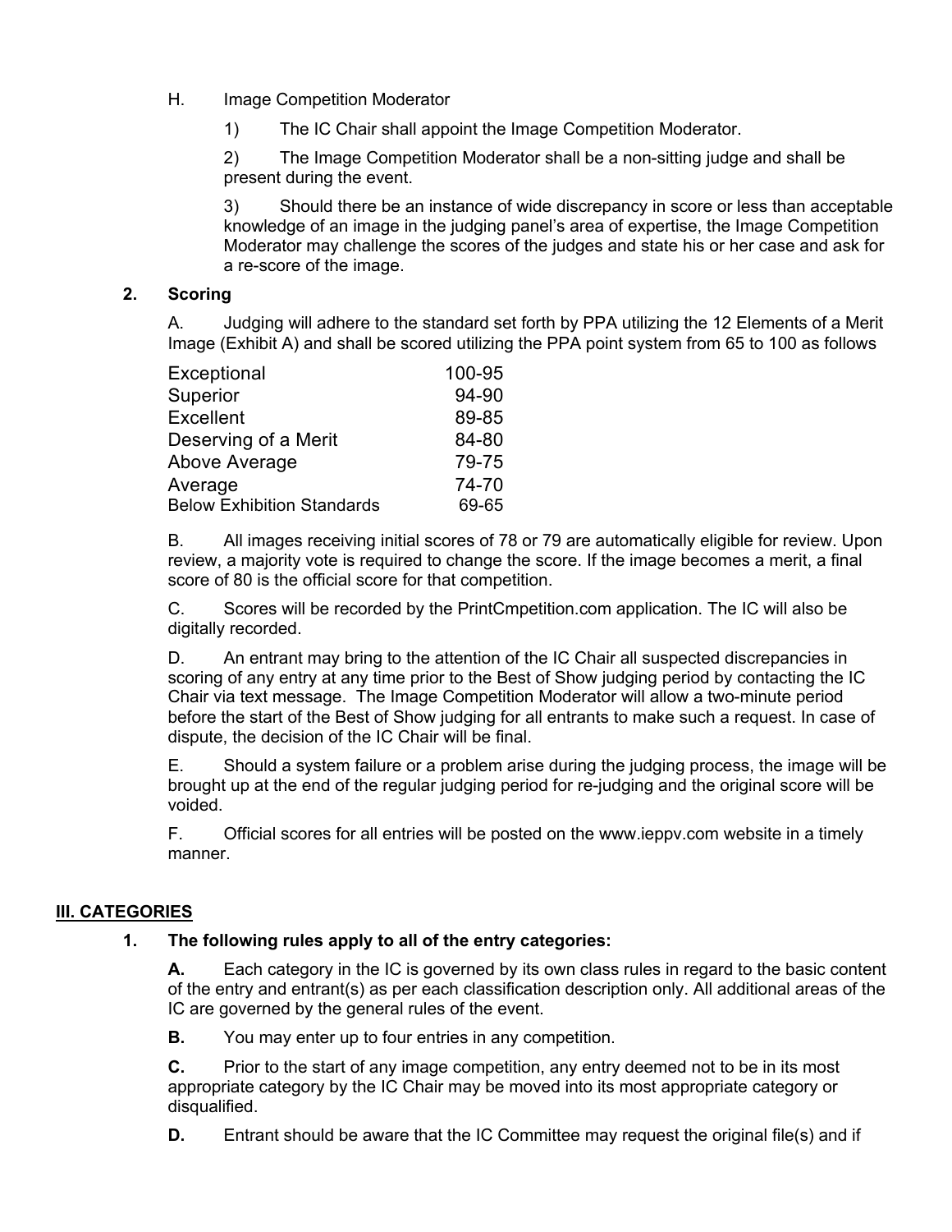H. Image Competition Moderator

1) The IC Chair shall appoint the Image Competition Moderator.

2) The Image Competition Moderator shall be a non-sitting judge and shall be present during the event.

3) Should there be an instance of wide discrepancy in score or less than acceptable knowledge of an image in the judging panel's area of expertise, the Image Competition Moderator may challenge the scores of the judges and state his or her case and ask for a re-score of the image.

**2. Scoring**

A. Judging will adhere to the standard set forth by PPA utilizing the 12 Elements of a Merit Image (Exhibit A) and shall be scored utilizing the PPA point system from 65 to 100 as follows

| | |
|---|---|
| Exceptional | 100-95 |
| Superior | 94-90 |
| Excellent | 89-85 |
| Deserving of a Merit | 84-80 |
| Above Average | 79-75 |
| Average | 74-70 |
| Below Exhibition Standards | 69-65 |

B. All images receiving initial scores of 78 or 79 are automatically eligible for review. Upon review, a majority vote is required to change the score. If the image becomes a merit, a final score of 80 is the official score for that competition.

C. Scores will be recorded by the PrintCmpetition.com application. The IC will also be digitally recorded.

D. An entrant may bring to the attention of the IC Chair all suspected discrepancies in scoring of any entry at any time prior to the Best of Show judging period by contacting the IC Chair via text message. The Image Competition Moderator will allow a two-minute period before the start of the Best of Show judging for all entrants to make such a request. In case of dispute, the decision of the IC Chair will be final.

E. Should a system failure or a problem arise during the judging process, the image will be brought up at the end of the regular judging period for re-judging and the original score will be voided.

F. Official scores for all entries will be posted on the www.ieppv.com website in a timely manner.

## III. CATEGORIES

**1. The following rules apply to all of the entry categories:**

**A.** Each category in the IC is governed by its own class rules in regard to the basic content of the entry and entrant(s) as per each classification description only. All additional areas of the IC are governed by the general rules of the event.

**B.** You may enter up to four entries in any competition.

**C.** Prior to the start of any image competition, any entry deemed not to be in its most appropriate category by the IC Chair may be moved into its most appropriate category or disqualified.

**D.** Entrant should be aware that the IC Committee may request the original file(s) and if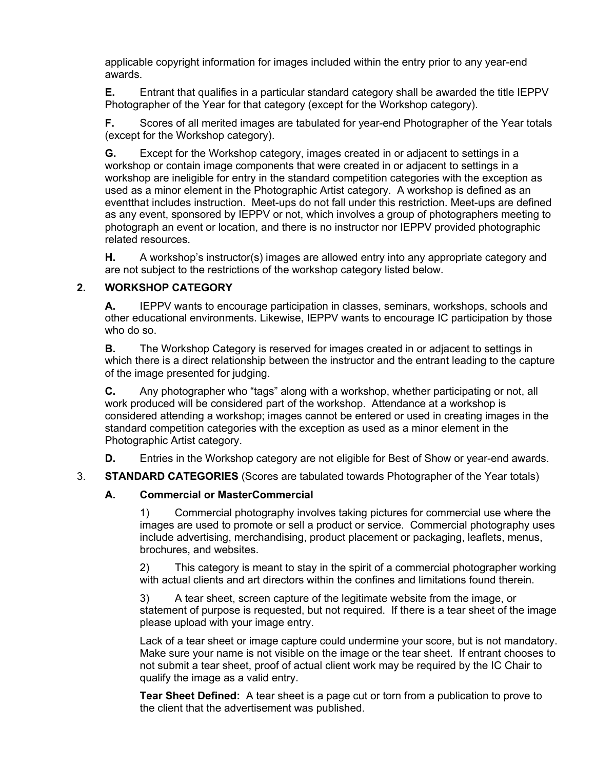applicable copyright information for images included within the entry prior to any year-end awards.

**E.** Entrant that qualifies in a particular standard category shall be awarded the title IEPPV Photographer of the Year for that category (except for the Workshop category).

**F.** Scores of all merited images are tabulated for year-end Photographer of the Year totals (except for the Workshop category).

**G.** Except for the Workshop category, images created in or adjacent to settings in a workshop or contain image components that were created in or adjacent to settings in a workshop are ineligible for entry in the standard competition categories with the exception as used as a minor element in the Photographic Artist category. A workshop is defined as an eventthat includes instruction. Meet-ups do not fall under this restriction. Meet-ups are defined as any event, sponsored by IEPPV or not, which involves a group of photographers meeting to photograph an event or location, and there is no instructor nor IEPPV provided photographic related resources.

**H.** A workshop's instructor(s) images are allowed entry into any appropriate category and are not subject to the restrictions of the workshop category listed below.

## 2. WORKSHOP CATEGORY

**A.** IEPPV wants to encourage participation in classes, seminars, workshops, schools and other educational environments. Likewise, IEPPV wants to encourage IC participation by those who do so.

**B.** The Workshop Category is reserved for images created in or adjacent to settings in which there is a direct relationship between the instructor and the entrant leading to the capture of the image presented for judging.

**C.** Any photographer who "tags" along with a workshop, whether participating or not, all work produced will be considered part of the workshop. Attendance at a workshop is considered attending a workshop; images cannot be entered or used in creating images in the standard competition categories with the exception as used as a minor element in the Photographic Artist category.

**D.** Entries in the Workshop category are not eligible for Best of Show or year-end awards.

## 3. STANDARD CATEGORIES (Scores are tabulated towards Photographer of the Year totals)

### A. Commercial or MasterCommercial

1) Commercial photography involves taking pictures for commercial use where the images are used to promote or sell a product or service. Commercial photography uses include advertising, merchandising, product placement or packaging, leaflets, menus, brochures, and websites.

2) This category is meant to stay in the spirit of a commercial photographer working with actual clients and art directors within the confines and limitations found therein.

3) A tear sheet, screen capture of the legitimate website from the image, or statement of purpose is requested, but not required. If there is a tear sheet of the image please upload with your image entry.

Lack of a tear sheet or image capture could undermine your score, but is not mandatory. Make sure your name is not visible on the image or the tear sheet. If entrant chooses to not submit a tear sheet, proof of actual client work may be required by the IC Chair to qualify the image as a valid entry.

**Tear Sheet Defined:** A tear sheet is a page cut or torn from a publication to prove to the client that the advertisement was published.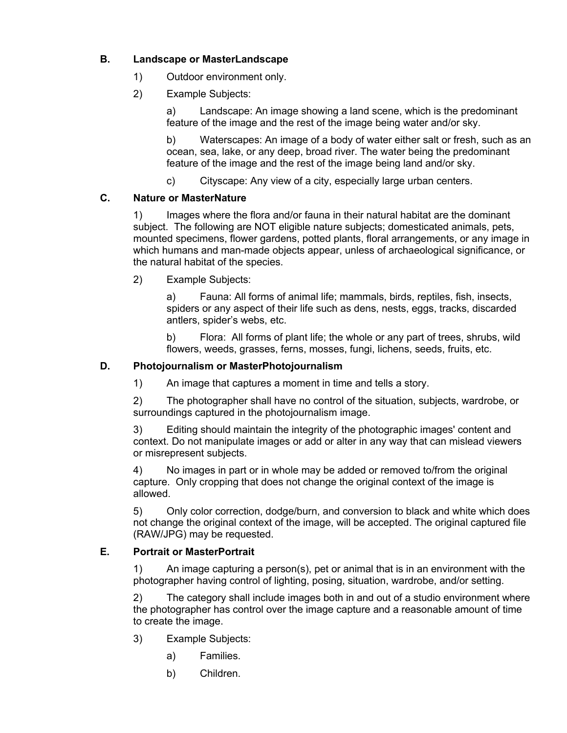### B. Landscape or MasterLandscape

1) Outdoor environment only.

2) Example Subjects:

   a) Landscape: An image showing a land scene, which is the predominant feature of the image and the rest of the image being water and/or sky.

   b) Waterscapes: An image of a body of water either salt or fresh, such as an ocean, sea, lake, or any deep, broad river. The water being the predominant feature of the image and the rest of the image being land and/or sky.

   c) Cityscape: Any view of a city, especially large urban centers.

### C. Nature or MasterNature

1) Images where the flora and/or fauna in their natural habitat are the dominant subject. The following are NOT eligible nature subjects; domesticated animals, pets, mounted specimens, flower gardens, potted plants, floral arrangements, or any image in which humans and man-made objects appear, unless of archaeological significance, or the natural habitat of the species.

2) Example Subjects:

   a) Fauna: All forms of animal life; mammals, birds, reptiles, fish, insects, spiders or any aspect of their life such as dens, nests, eggs, tracks, discarded antlers, spider's webs, etc.

   b) Flora: All forms of plant life; the whole or any part of trees, shrubs, wild flowers, weeds, grasses, ferns, mosses, fungi, lichens, seeds, fruits, etc.

### D. Photojournalism or MasterPhotojournalism

1) An image that captures a moment in time and tells a story.

2) The photographer shall have no control of the situation, subjects, wardrobe, or surroundings captured in the photojournalism image.

3) Editing should maintain the integrity of the photographic images' content and context. Do not manipulate images or add or alter in any way that can mislead viewers or misrepresent subjects.

4) No images in part or in whole may be added or removed to/from the original capture. Only cropping that does not change the original context of the image is allowed.

5) Only color correction, dodge/burn, and conversion to black and white which does not change the original context of the image, will be accepted. The original captured file (RAW/JPG) may be requested.

### E. Portrait or MasterPortrait

1) An image capturing a person(s), pet or animal that is in an environment with the photographer having control of lighting, posing, situation, wardrobe, and/or setting.

2) The category shall include images both in and out of a studio environment where the photographer has control over the image capture and a reasonable amount of time to create the image.

3) Example Subjects:

   a) Families.

   b) Children.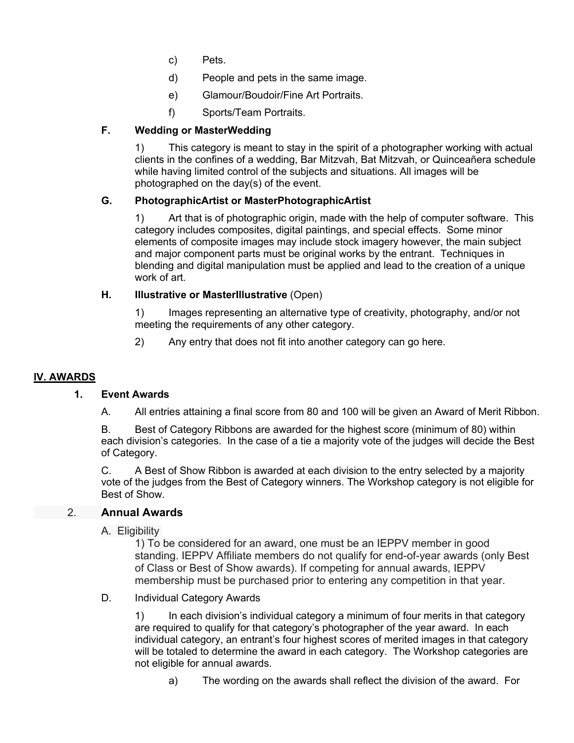c) Pets.

d) People and pets in the same image.

e) Glamour/Boudoir/Fine Art Portraits.

f) Sports/Team Portraits.

**F. Wedding or MasterWedding**

1) This category is meant to stay in the spirit of a photographer working with actual clients in the confines of a wedding, Bar Mitzvah, Bat Mitzvah, or Quinceañera schedule while having limited control of the subjects and situations. All images will be photographed on the day(s) of the event.

**G. PhotographicArtist or MasterPhotographicArtist**

1) Art that is of photographic origin, made with the help of computer software. This category includes composites, digital paintings, and special effects. Some minor elements of composite images may include stock imagery however, the main subject and major component parts must be original works by the entrant. Techniques in blending and digital manipulation must be applied and lead to the creation of a unique work of art.

**H. Illustrative or MasterIllustrative** (Open)

1) Images representing an alternative type of creativity, photography, and/or not meeting the requirements of any other category.

2) Any entry that does not fit into another category can go here.

## IV. AWARDS

### 1. Event Awards

A. All entries attaining a final score from 80 and 100 will be given an Award of Merit Ribbon.

B. Best of Category Ribbons are awarded for the highest score (minimum of 80) within each division's categories. In the case of a tie a majority vote of the judges will decide the Best of Category.

C. A Best of Show Ribbon is awarded at each division to the entry selected by a majority vote of the judges from the Best of Category winners. The Workshop category is not eligible for Best of Show.

### 2. Annual Awards

A. Eligibility

1) To be considered for an award, one must be an IEPPV member in good standing. IEPPV Affiliate members do not qualify for end-of-year awards (only Best of Class or Best of Show awards). If competing for annual awards, IEPPV membership must be purchased prior to entering any competition in that year.

D. Individual Category Awards

1) In each division's individual category a minimum of four merits in that category are required to qualify for that category's photographer of the year award. In each individual category, an entrant's four highest scores of merited images in that category will be totaled to determine the award in each category. The Workshop categories are not eligible for annual awards.

a) The wording on the awards shall reflect the division of the award. For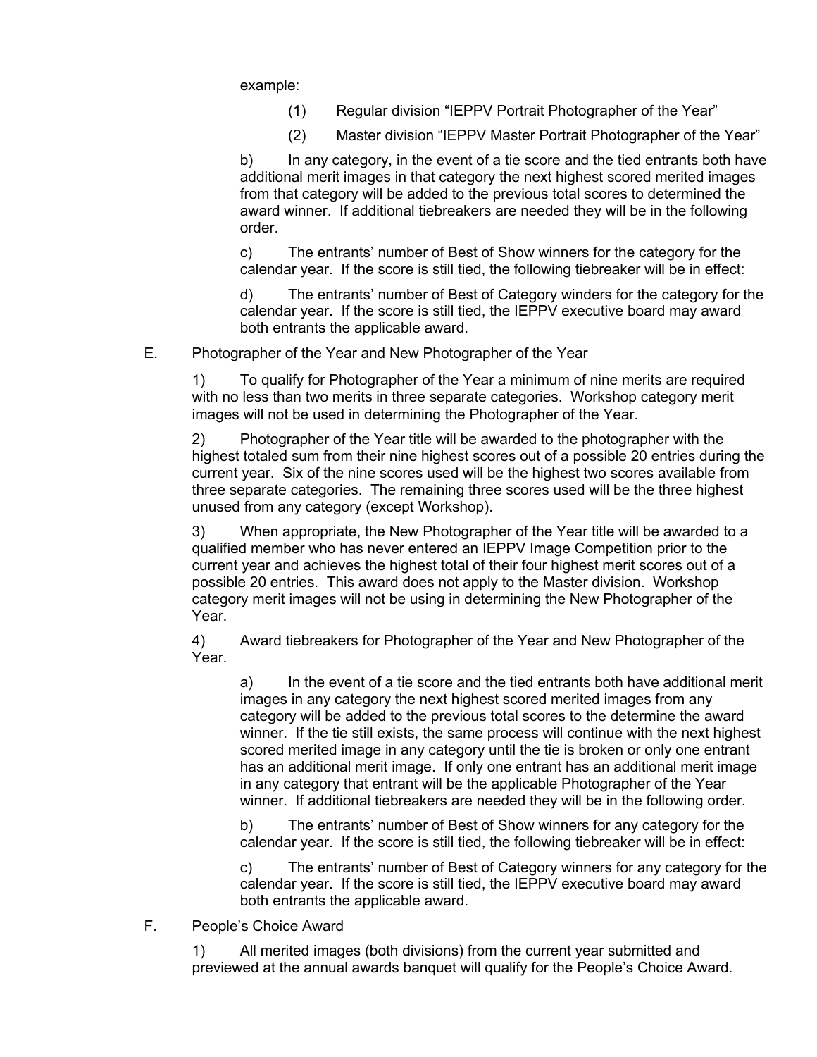example:

(1) Regular division “IEPPV Portrait Photographer of the Year”

(2) Master division “IEPPV Master Portrait Photographer of the Year”

b) In any category, in the event of a tie score and the tied entrants both have additional merit images in that category the next highest scored merited images from that category will be added to the previous total scores to determined the award winner. If additional tiebreakers are needed they will be in the following order.

c) The entrants’ number of Best of Show winners for the category for the calendar year. If the score is still tied, the following tiebreaker will be in effect:

d) The entrants’ number of Best of Category winders for the category for the calendar year. If the score is still tied, the IEPPV executive board may award both entrants the applicable award.

E. Photographer of the Year and New Photographer of the Year

1) To qualify for Photographer of the Year a minimum of nine merits are required with no less than two merits in three separate categories. Workshop category merit images will not be used in determining the Photographer of the Year.

2) Photographer of the Year title will be awarded to the photographer with the highest totaled sum from their nine highest scores out of a possible 20 entries during the current year. Six of the nine scores used will be the highest two scores available from three separate categories. The remaining three scores used will be the three highest unused from any category (except Workshop).

3) When appropriate, the New Photographer of the Year title will be awarded to a qualified member who has never entered an IEPPV Image Competition prior to the current year and achieves the highest total of their four highest merit scores out of a possible 20 entries. This award does not apply to the Master division. Workshop category merit images will not be using in determining the New Photographer of the Year.

4) Award tiebreakers for Photographer of the Year and New Photographer of the Year.

a) In the event of a tie score and the tied entrants both have additional merit images in any category the next highest scored merited images from any category will be added to the previous total scores to the determine the award winner. If the tie still exists, the same process will continue with the next highest scored merited image in any category until the tie is broken or only one entrant has an additional merit image. If only one entrant has an additional merit image in any category that entrant will be the applicable Photographer of the Year winner. If additional tiebreakers are needed they will be in the following order.

b) The entrants’ number of Best of Show winners for any category for the calendar year. If the score is still tied, the following tiebreaker will be in effect:

c) The entrants’ number of Best of Category winners for any category for the calendar year. If the score is still tied, the IEPPV executive board may award both entrants the applicable award.

F. People’s Choice Award

1) All merited images (both divisions) from the current year submitted and previewed at the annual awards banquet will qualify for the People’s Choice Award.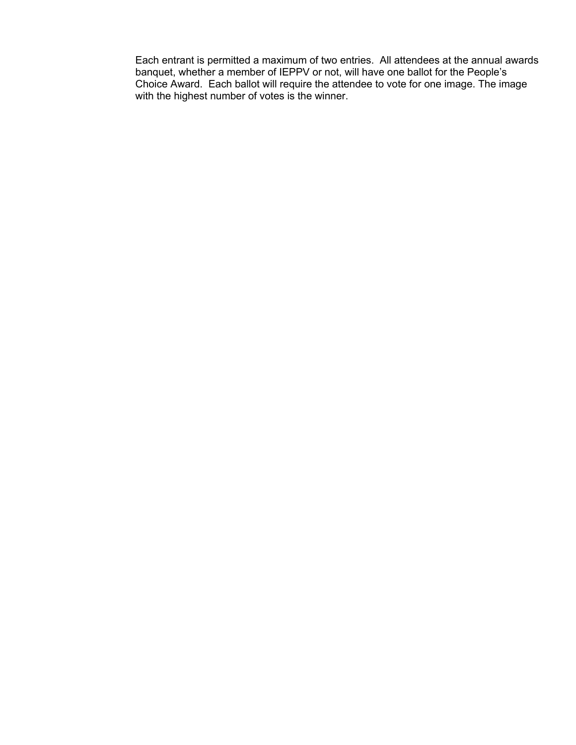Each entrant is permitted a maximum of two entries.  All attendees at the annual awards banquet, whether a member of IEPPV or not, will have one ballot for the People's Choice Award.  Each ballot will require the attendee to vote for one image. The image with the highest number of votes is the winner.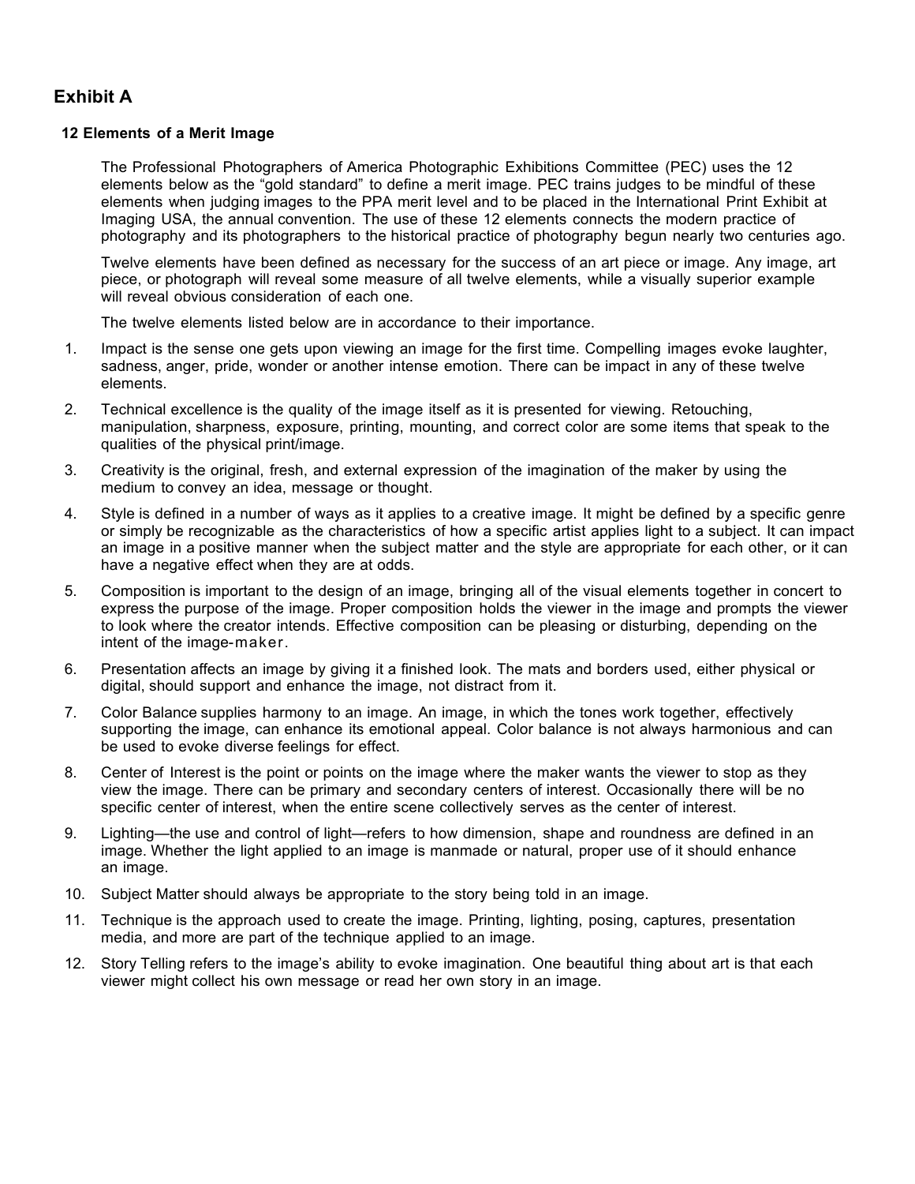## Exhibit A

### 12 Elements of a Merit Image

The Professional Photographers of America Photographic Exhibitions Committee (PEC) uses the 12 elements below as the "gold standard" to define a merit image. PEC trains judges to be mindful of these elements when judging images to the PPA merit level and to be placed in the International Print Exhibit at Imaging USA, the annual convention. The use of these 12 elements connects the modern practice of photography and its photographers to the historical practice of photography begun nearly two centuries ago.

Twelve elements have been defined as necessary for the success of an art piece or image. Any image, art piece, or photograph will reveal some measure of all twelve elements, while a visually superior example will reveal obvious consideration of each one.

The twelve elements listed below are in accordance to their importance.

1. Impact is the sense one gets upon viewing an image for the first time. Compelling images evoke laughter, sadness, anger, pride, wonder or another intense emotion. There can be impact in any of these twelve elements.
2. Technical excellence is the quality of the image itself as it is presented for viewing. Retouching, manipulation, sharpness, exposure, printing, mounting, and correct color are some items that speak to the qualities of the physical print/image.
3. Creativity is the original, fresh, and external expression of the imagination of the maker by using the medium to convey an idea, message or thought.
4. Style is defined in a number of ways as it applies to a creative image. It might be defined by a specific genre or simply be recognizable as the characteristics of how a specific artist applies light to a subject. It can impact an image in a positive manner when the subject matter and the style are appropriate for each other, or it can have a negative effect when they are at odds.
5. Composition is important to the design of an image, bringing all of the visual elements together in concert to express the purpose of the image. Proper composition holds the viewer in the image and prompts the viewer to look where the creator intends. Effective composition can be pleasing or disturbing, depending on the intent of the image-maker.
6. Presentation affects an image by giving it a finished look. The mats and borders used, either physical or digital, should support and enhance the image, not distract from it.
7. Color Balance supplies harmony to an image. An image, in which the tones work together, effectively supporting the image, can enhance its emotional appeal. Color balance is not always harmonious and can be used to evoke diverse feelings for effect.
8. Center of Interest is the point or points on the image where the maker wants the viewer to stop as they view the image. There can be primary and secondary centers of interest. Occasionally there will be no specific center of interest, when the entire scene collectively serves as the center of interest.
9. Lighting—the use and control of light—refers to how dimension, shape and roundness are defined in an image. Whether the light applied to an image is manmade or natural, proper use of it should enhance an image.
10. Subject Matter should always be appropriate to the story being told in an image.
11. Technique is the approach used to create the image. Printing, lighting, posing, captures, presentation media, and more are part of the technique applied to an image.
12. Story Telling refers to the image's ability to evoke imagination. One beautiful thing about art is that each viewer might collect his own message or read her own story in an image.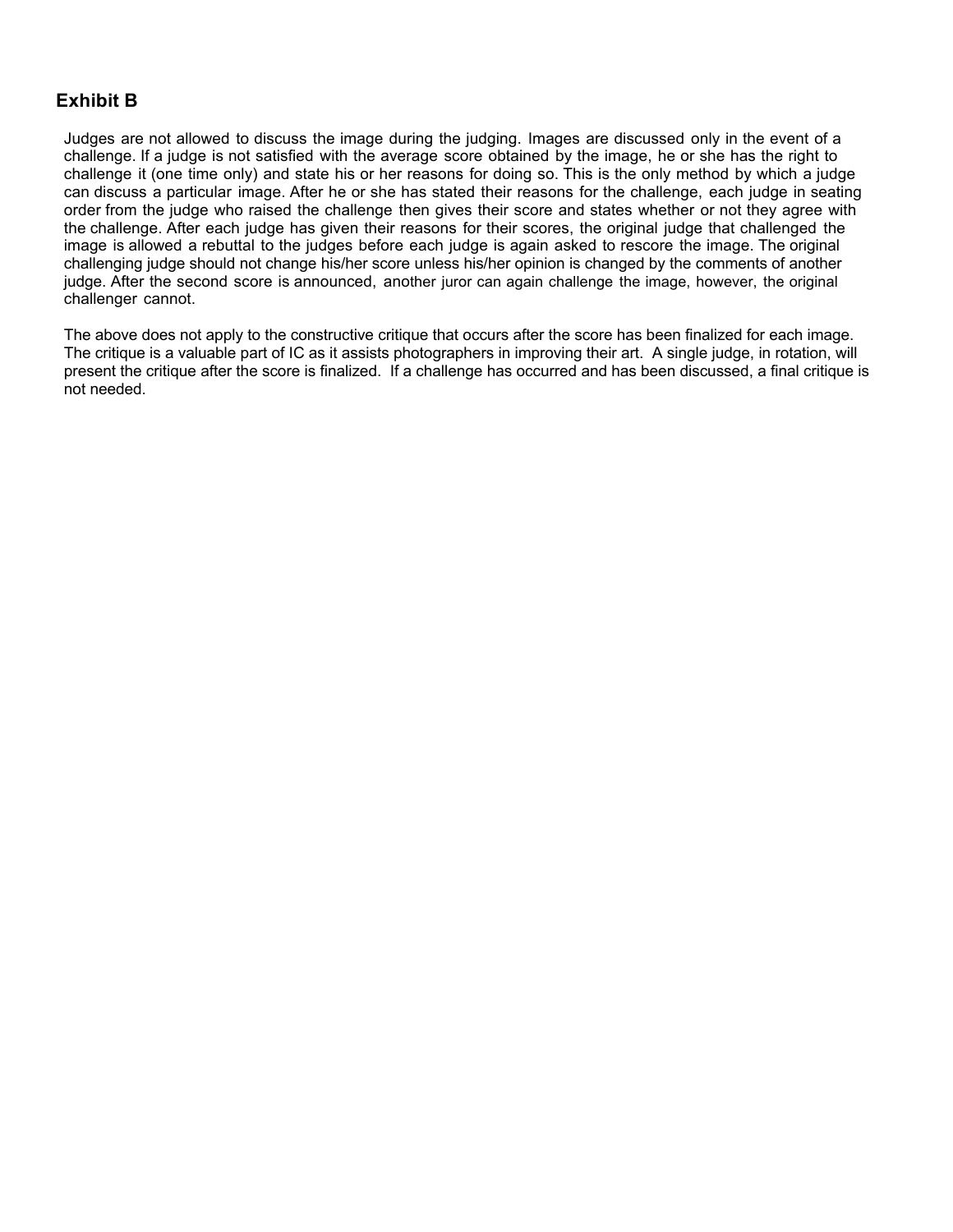## Exhibit B

Judges are not allowed to discuss the image during the judging. Images are discussed only in the event of a challenge. If a judge is not satisfied with the average score obtained by the image, he or she has the right to challenge it (one time only) and state his or her reasons for doing so. This is the only method by which a judge can discuss a particular image. After he or she has stated their reasons for the challenge, each judge in seating order from the judge who raised the challenge then gives their score and states whether or not they agree with the challenge. After each judge has given their reasons for their scores, the original judge that challenged the image is allowed a rebuttal to the judges before each judge is again asked to rescore the image. The original challenging judge should not change his/her score unless his/her opinion is changed by the comments of another judge. After the second score is announced, another juror can again challenge the image, however, the original challenger cannot.

The above does not apply to the constructive critique that occurs after the score has been finalized for each image. The critique is a valuable part of IC as it assists photographers in improving their art. A single judge, in rotation, will present the critique after the score is finalized. If a challenge has occurred and has been discussed, a final critique is not needed.